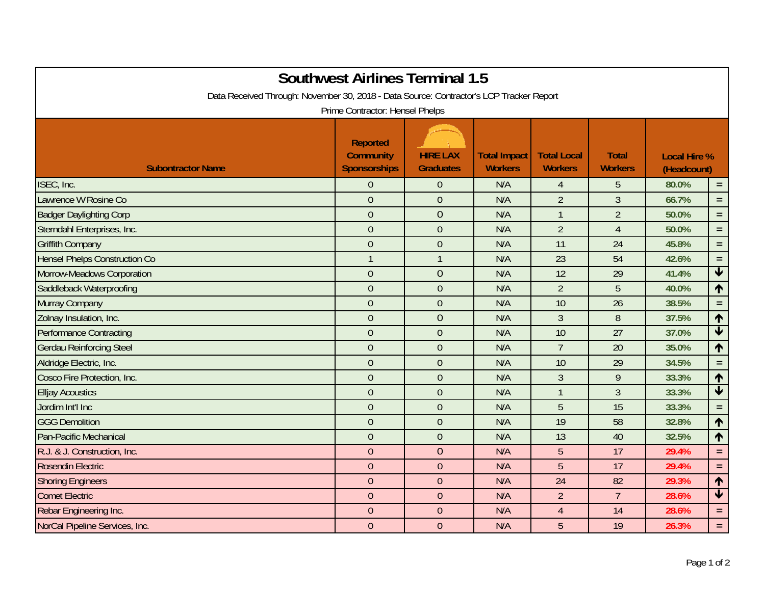# Southwest Airlines Terminal 1.5

Data Received Through: November 30, 2018 - Data Source: Contractor's LCP Tracker Report

Prime Contractor: Hensel Phelps

| Subontractor Name | Reported Community Sponsorships | HIRE LAX Graduates | Total Impact Workers | Total Local Workers | Total Workers | Local Hire % (Headcount) | |
|---|---|---|---|---|---|---|---|
| ISEC, Inc. | 0 | 0 | N/A | 4 | 5 | 80.0% | = |
| Lawrence W Rosine Co | 0 | 0 | N/A | 2 | 3 | 66.7% | = |
| Badger Daylighting Corp | 0 | 0 | N/A | 1 | 2 | 50.0% | = |
| Sterndahl Enterprises, Inc. | 0 | 0 | N/A | 2 | 4 | 50.0% | = |
| Griffith Company | 0 | 0 | N/A | 11 | 24 | 45.8% | = |
| Hensel Phelps Construction Co | 1 | 1 | N/A | 23 | 54 | 42.6% | = |
| Morrow-Meadows Corporation | 0 | 0 | N/A | 12 | 29 | 41.4% | ↓ |
| Saddleback Waterproofing | 0 | 0 | N/A | 2 | 5 | 40.0% | ↑ |
| Murray Company | 0 | 0 | N/A | 10 | 26 | 38.5% | = |
| Zolnay Insulation, Inc. | 0 | 0 | N/A | 3 | 8 | 37.5% | ↑ |
| Performance Contracting | 0 | 0 | N/A | 10 | 27 | 37.0% | ↓ |
| Gerdau Reinforcing Steel | 0 | 0 | N/A | 7 | 20 | 35.0% | ↑ |
| Aldridge Electric, Inc. | 0 | 0 | N/A | 10 | 29 | 34.5% | = |
| Cosco Fire Protection, Inc. | 0 | 0 | N/A | 3 | 9 | 33.3% | ↑ |
| Elljay Acoustics | 0 | 0 | N/A | 1 | 3 | 33.3% | ↓ |
| Jordim Int'l Inc | 0 | 0 | N/A | 5 | 15 | 33.3% | = |
| GGG Demolition | 0 | 0 | N/A | 19 | 58 | 32.8% | ↑ |
| Pan-Pacific Mechanical | 0 | 0 | N/A | 13 | 40 | 32.5% | ↑ |
| R.J. & J. Construction, Inc. | 0 | 0 | N/A | 5 | 17 | 29.4% | = |
| Rosendin Electric | 0 | 0 | N/A | 5 | 17 | 29.4% | = |
| Shoring Engineers | 0 | 0 | N/A | 24 | 82 | 29.3% | ↑ |
| Comet Electric | 0 | 0 | N/A | 2 | 7 | 28.6% | ↓ |
| Rebar Engineering Inc. | 0 | 0 | N/A | 4 | 14 | 28.6% | = |
| NorCal Pipeline Services, Inc. | 0 | 0 | N/A | 5 | 19 | 26.3% | = |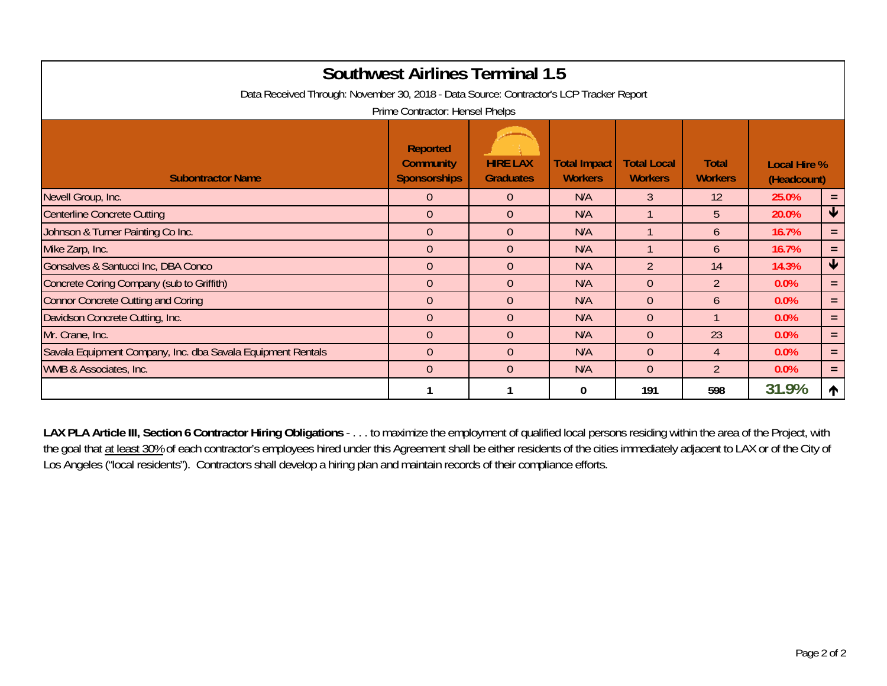# Southwest Airlines Terminal 1.5

Data Received Through: November 30, 2018 - Data Source: Contractor's LCP Tracker Report

Prime Contractor: Hensel Phelps

| Subontractor Name | Reported Community Sponsorships | HIRE LAX Graduates | Total Impact Workers | Total Local Workers | Total Workers | Local Hire % (Headcount) | |
|---|---|---|---|---|---|---|---|
| Nevell Group, Inc. | 0 | 0 | N/A | 3 | 12 | 25.0% | = |
| Centerline Concrete Cutting | 0 | 0 | N/A | 1 | 5 | 20.0% | ↓ |
| Johnson & Turner Painting Co Inc. | 0 | 0 | N/A | 1 | 6 | 16.7% | = |
| Mike Zarp, Inc. | 0 | 0 | N/A | 1 | 6 | 16.7% | = |
| Gonsalves & Santucci Inc, DBA Conco | 0 | 0 | N/A | 2 | 14 | 14.3% | ↓ |
| Concrete Coring Company (sub to Griffith) | 0 | 0 | N/A | 0 | 2 | 0.0% | = |
| Connor Concrete Cutting and Coring | 0 | 0 | N/A | 0 | 6 | 0.0% | = |
| Davidson Concrete Cutting, Inc. | 0 | 0 | N/A | 0 | 1 | 0.0% | = |
| Mr. Crane, Inc. | 0 | 0 | N/A | 0 | 23 | 0.0% | = |
| Savala Equipment Company, Inc. dba Savala Equipment Rentals | 0 | 0 | N/A | 0 | 4 | 0.0% | = |
| WMB & Associates, Inc. | 0 | 0 | N/A | 0 | 2 | 0.0% | = |
| | **1** | **1** | **0** | **191** | **598** | **31.9%** | ↑ |

**LAX PLA Article III, Section 6 Contractor Hiring Obligations** - . . . to maximize the employment of qualified local persons residing within the area of the Project, with the goal that at least 30% of each contractor's employees hired under this Agreement shall be either residents of the cities immediately adjacent to LAX or of the City of Los Angeles ("local residents"). Contractors shall develop a hiring plan and maintain records of their compliance efforts.